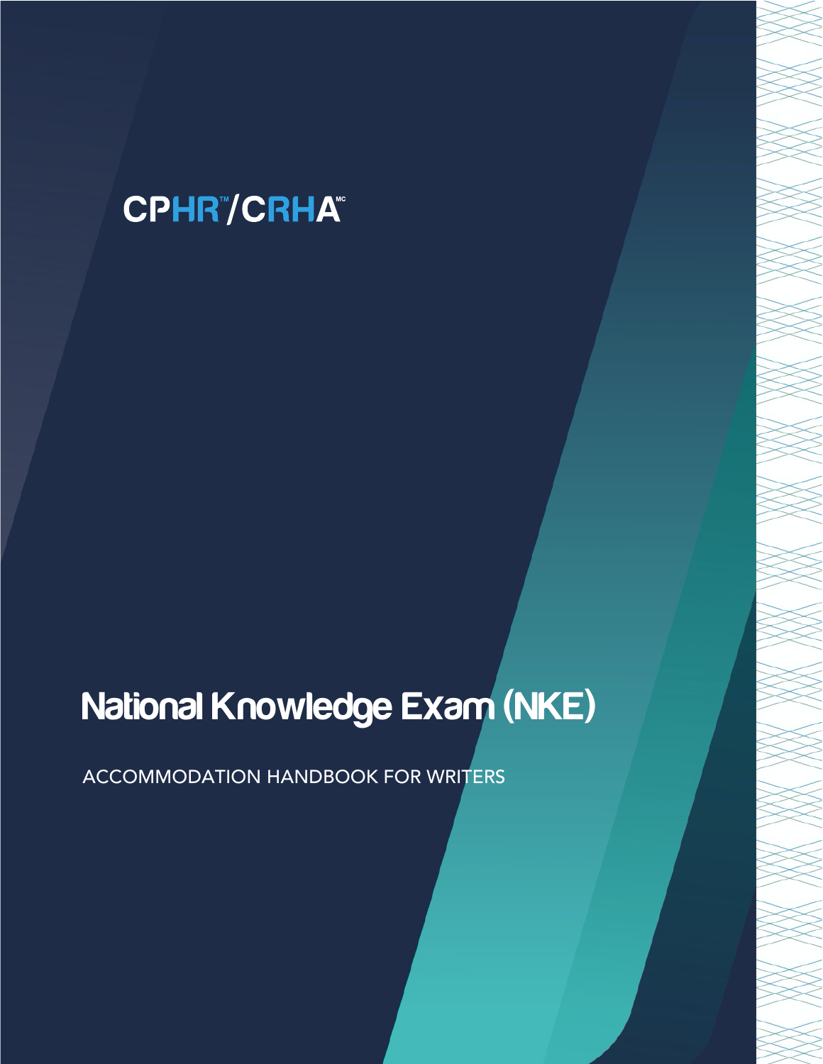CPHR™/CRHA™

# National Knowledge Exam (NKE)

ACCOMMODATION HANDBOOK FOR WRITERS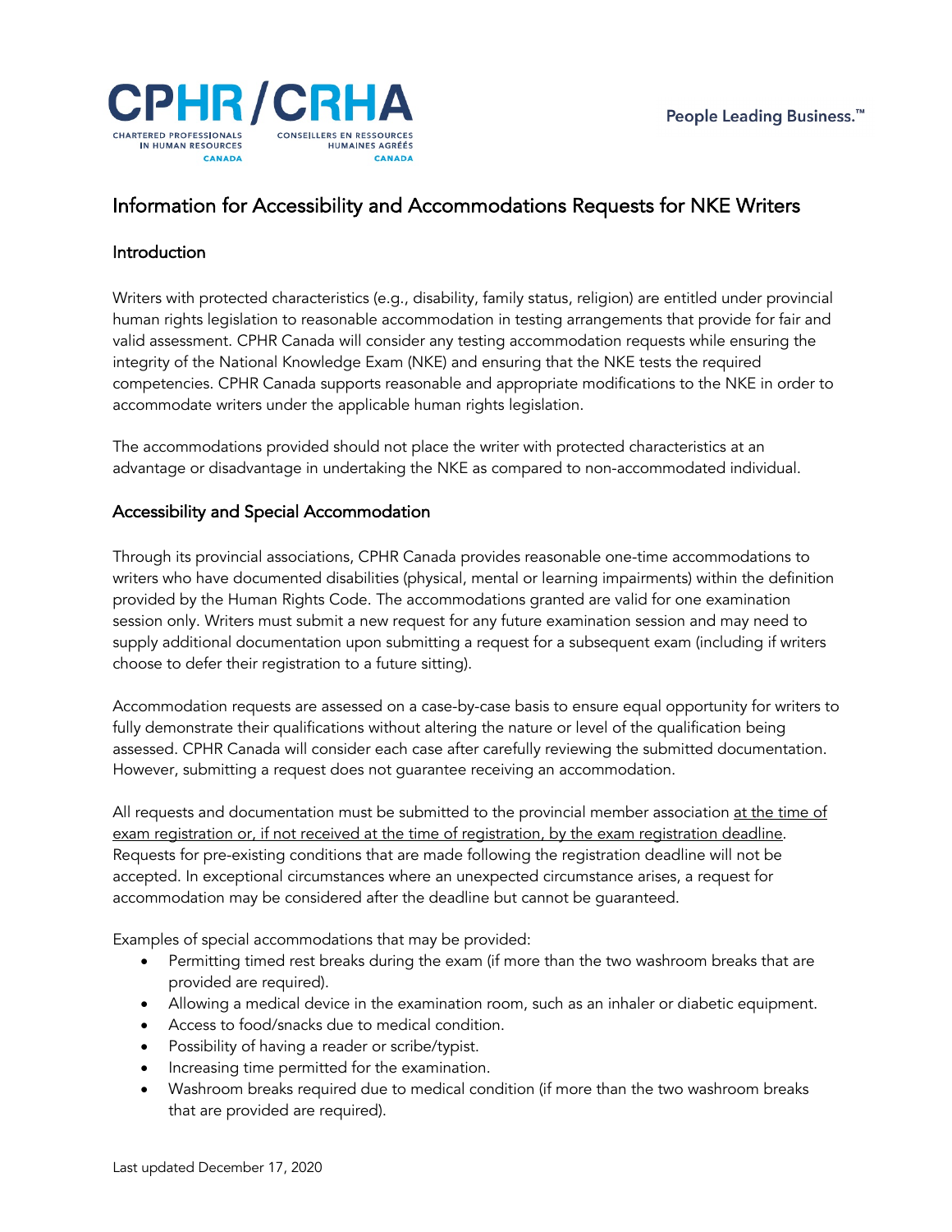# Information for Accessibility and Accommodations Requests for NKE Writers

## Introduction

Writers with protected characteristics (e.g., disability, family status, religion) are entitled under provincial human rights legislation to reasonable accommodation in testing arrangements that provide for fair and valid assessment. CPHR Canada will consider any testing accommodation requests while ensuring the integrity of the National Knowledge Exam (NKE) and ensuring that the NKE tests the required competencies. CPHR Canada supports reasonable and appropriate modifications to the NKE in order to accommodate writers under the applicable human rights legislation.

The accommodations provided should not place the writer with protected characteristics at an advantage or disadvantage in undertaking the NKE as compared to non-accommodated individual.

## Accessibility and Special Accommodation

Through its provincial associations, CPHR Canada provides reasonable one-time accommodations to writers who have documented disabilities (physical, mental or learning impairments) within the definition provided by the Human Rights Code. The accommodations granted are valid for one examination session only. Writers must submit a new request for any future examination session and may need to supply additional documentation upon submitting a request for a subsequent exam (including if writers choose to defer their registration to a future sitting).

Accommodation requests are assessed on a case-by-case basis to ensure equal opportunity for writers to fully demonstrate their qualifications without altering the nature or level of the qualification being assessed. CPHR Canada will consider each case after carefully reviewing the submitted documentation. However, submitting a request does not guarantee receiving an accommodation.

All requests and documentation must be submitted to the provincial member association <u>at the time of exam registration or, if not received at the time of registration, by the exam registration deadline</u>. Requests for pre-existing conditions that are made following the registration deadline will not be accepted. In exceptional circumstances where an unexpected circumstance arises, a request for accommodation may be considered after the deadline but cannot be guaranteed.

Examples of special accommodations that may be provided:

- Permitting timed rest breaks during the exam (if more than the two washroom breaks that are provided are required).
- Allowing a medical device in the examination room, such as an inhaler or diabetic equipment.
- Access to food/snacks due to medical condition.
- Possibility of having a reader or scribe/typist.
- Increasing time permitted for the examination.
- Washroom breaks required due to medical condition (if more than the two washroom breaks that are provided are required).

Last updated December 17, 2020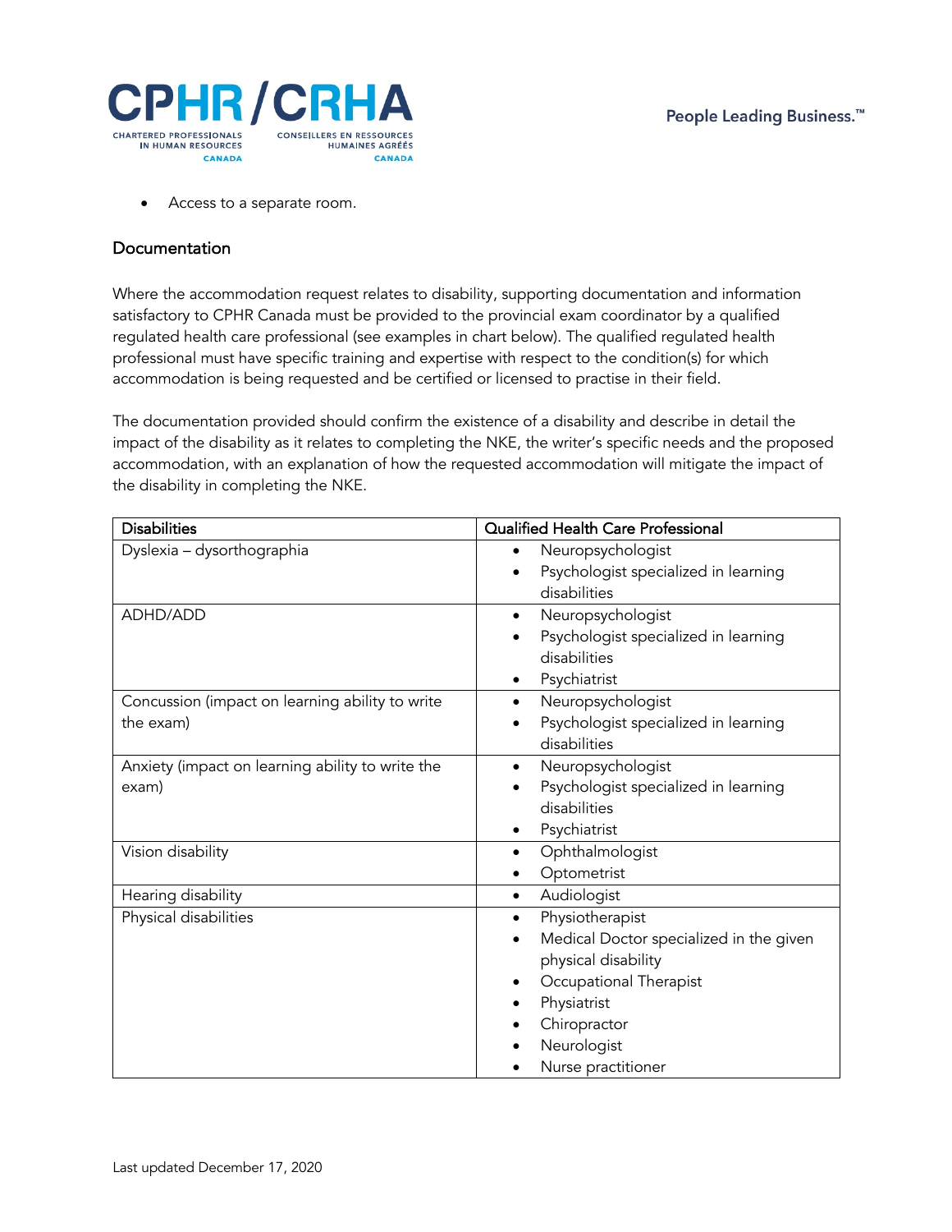- Access to a separate room.

### Documentation

Where the accommodation request relates to disability, supporting documentation and information satisfactory to CPHR Canada must be provided to the provincial exam coordinator by a qualified regulated health care professional (see examples in chart below). The qualified regulated health professional must have specific training and expertise with respect to the condition(s) for which accommodation is being requested and be certified or licensed to practise in their field.

The documentation provided should confirm the existence of a disability and describe in detail the impact of the disability as it relates to completing the NKE, the writer's specific needs and the proposed accommodation, with an explanation of how the requested accommodation will mitigate the impact of the disability in completing the NKE.

| Disabilities | Qualified Health Care Professional |
| --- | --- |
| Dyslexia – dysorthographia | • Neuropsychologist<br>• Psychologist specialized in learning disabilities |
| ADHD/ADD | • Neuropsychologist<br>• Psychologist specialized in learning disabilities<br>• Psychiatrist |
| Concussion (impact on learning ability to write the exam) | • Neuropsychologist<br>• Psychologist specialized in learning disabilities |
| Anxiety (impact on learning ability to write the exam) | • Neuropsychologist<br>• Psychologist specialized in learning disabilities<br>• Psychiatrist |
| Vision disability | • Ophthalmologist<br>• Optometrist |
| Hearing disability | • Audiologist |
| Physical disabilities | • Physiotherapist<br>• Medical Doctor specialized in the given physical disability<br>• Occupational Therapist<br>• Physiatrist<br>• Chiropractor<br>• Neurologist<br>• Nurse practitioner |

Last updated December 17, 2020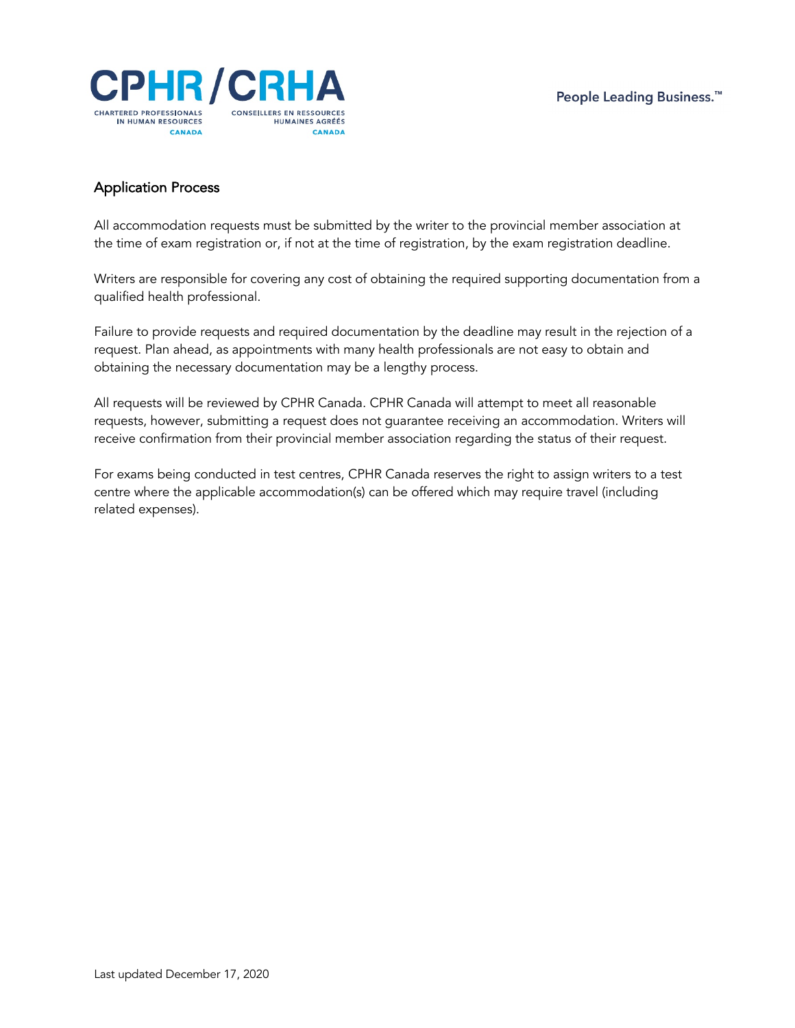## Application Process

All accommodation requests must be submitted by the writer to the provincial member association at the time of exam registration or, if not at the time of registration, by the exam registration deadline.

Writers are responsible for covering any cost of obtaining the required supporting documentation from a qualified health professional.

Failure to provide requests and required documentation by the deadline may result in the rejection of a request. Plan ahead, as appointments with many health professionals are not easy to obtain and obtaining the necessary documentation may be a lengthy process.

All requests will be reviewed by CPHR Canada. CPHR Canada will attempt to meet all reasonable requests, however, submitting a request does not guarantee receiving an accommodation. Writers will receive confirmation from their provincial member association regarding the status of their request.

For exams being conducted in test centres, CPHR Canada reserves the right to assign writers to a test centre where the applicable accommodation(s) can be offered which may require travel (including related expenses).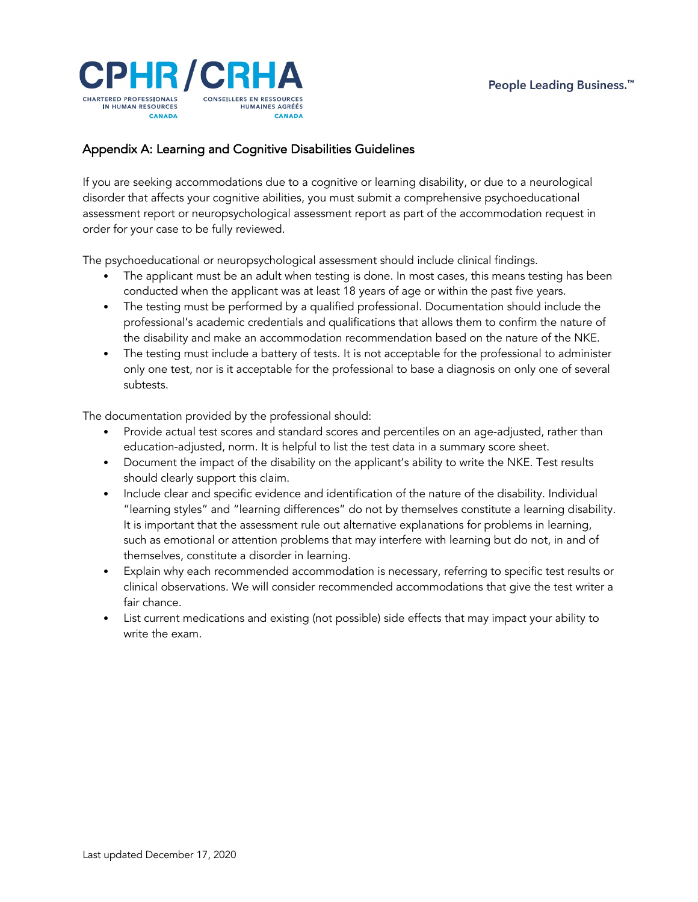## Appendix A: Learning and Cognitive Disabilities Guidelines

If you are seeking accommodations due to a cognitive or learning disability, or due to a neurological disorder that affects your cognitive abilities, you must submit a comprehensive psychoeducational assessment report or neuropsychological assessment report as part of the accommodation request in order for your case to be fully reviewed.

The psychoeducational or neuropsychological assessment should include clinical findings.

- The applicant must be an adult when testing is done. In most cases, this means testing has been conducted when the applicant was at least 18 years of age or within the past five years.
- The testing must be performed by a qualified professional. Documentation should include the professional's academic credentials and qualifications that allows them to confirm the nature of the disability and make an accommodation recommendation based on the nature of the NKE.
- The testing must include a battery of tests. It is not acceptable for the professional to administer only one test, nor is it acceptable for the professional to base a diagnosis on only one of several subtests.

The documentation provided by the professional should:

- Provide actual test scores and standard scores and percentiles on an age-adjusted, rather than education-adjusted, norm. It is helpful to list the test data in a summary score sheet.
- Document the impact of the disability on the applicant's ability to write the NKE. Test results should clearly support this claim.
- Include clear and specific evidence and identification of the nature of the disability. Individual "learning styles" and "learning differences" do not by themselves constitute a learning disability. It is important that the assessment rule out alternative explanations for problems in learning, such as emotional or attention problems that may interfere with learning but do not, in and of themselves, constitute a disorder in learning.
- Explain why each recommended accommodation is necessary, referring to specific test results or clinical observations. We will consider recommended accommodations that give the test writer a fair chance.
- List current medications and existing (not possible) side effects that may impact your ability to write the exam.

Last updated December 17, 2020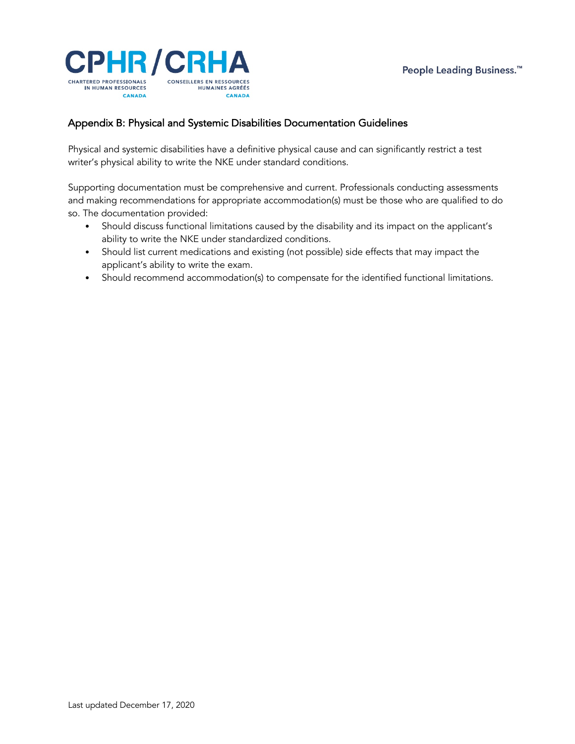## Appendix B: Physical and Systemic Disabilities Documentation Guidelines

Physical and systemic disabilities have a definitive physical cause and can significantly restrict a test writer's physical ability to write the NKE under standard conditions.

Supporting documentation must be comprehensive and current. Professionals conducting assessments and making recommendations for appropriate accommodation(s) must be those who are qualified to do so. The documentation provided:

- Should discuss functional limitations caused by the disability and its impact on the applicant's ability to write the NKE under standardized conditions.
- Should list current medications and existing (not possible) side effects that may impact the applicant's ability to write the exam.
- Should recommend accommodation(s) to compensate for the identified functional limitations.

Last updated December 17, 2020